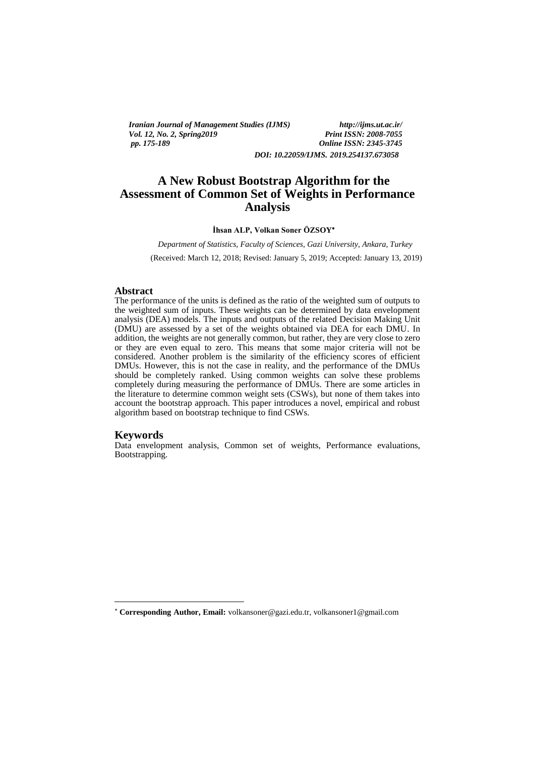# A New Robust Bootstrap Algorithm for the Assessment of Common Set of Weights in Performance Analysis

**İhsan ALP, Volkan Soner ÖZSOY***

*Department of Statistics, Faculty of Sciences, Gazi University, Ankara, Turkey*

(Received: March 12, 2018; Revised: January 5, 2019; Accepted: January 13, 2019)

## Abstract

The performance of the units is defined as the ratio of the weighted sum of outputs to the weighted sum of inputs. These weights can be determined by data envelopment analysis (DEA) models. The inputs and outputs of the related Decision Making Unit (DMU) are assessed by a set of the weights obtained via DEA for each DMU. In addition, the weights are not generally common, but rather, they are very close to zero or they are even equal to zero. This means that some major criteria will not be considered. Another problem is the similarity of the efficiency scores of efficient DMUs. However, this is not the case in reality, and the performance of the DMUs should be completely ranked. Using common weights can solve these problems completely during measuring the performance of DMUs. There are some articles in the literature to determine common weight sets (CSWs), but none of them takes into account the bootstrap approach. This paper introduces a novel, empirical and robust algorithm based on bootstrap technique to find CSWs.

## Keywords

Data envelopment analysis, Common set of weights, Performance evaluations, Bootstrapping.

---

* **Corresponding Author, Email:** volkansoner@gazi.edu.tr, volkansoner1@gmail.com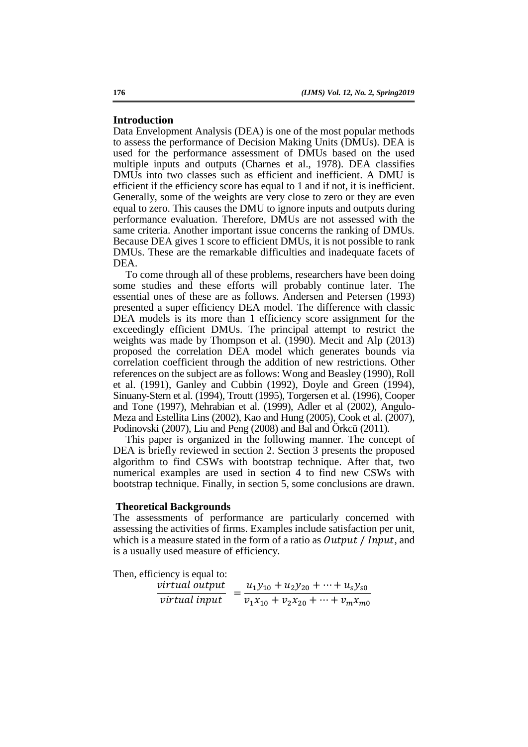## Introduction

Data Envelopment Analysis (DEA) is one of the most popular methods to assess the performance of Decision Making Units (DMUs). DEA is used for the performance assessment of DMUs based on the used multiple inputs and outputs (Charnes et al., 1978). DEA classifies DMUs into two classes such as efficient and inefficient. A DMU is efficient if the efficiency score has equal to 1 and if not, it is inefficient. Generally, some of the weights are very close to zero or they are even equal to zero. This causes the DMU to ignore inputs and outputs during performance evaluation. Therefore, DMUs are not assessed with the same criteria. Another important issue concerns the ranking of DMUs. Because DEA gives 1 score to efficient DMUs, it is not possible to rank DMUs. These are the remarkable difficulties and inadequate facets of DEA.

To come through all of these problems, researchers have been doing some studies and these efforts will probably continue later. The essential ones of these are as follows. Andersen and Petersen (1993) presented a super efficiency DEA model. The difference with classic DEA models is its more than 1 efficiency score assignment for the exceedingly efficient DMUs. The principal attempt to restrict the weights was made by Thompson et al. (1990). Mecit and Alp (2013) proposed the correlation DEA model which generates bounds via correlation coefficient through the addition of new restrictions. Other references on the subject are as follows: Wong and Beasley (1990), Roll et al. (1991), Ganley and Cubbin (1992), Doyle and Green (1994), Sinuany-Stern et al. (1994), Troutt (1995), Torgersen et al. (1996), Cooper and Tone (1997), Mehrabian et al. (1999), Adler et al (2002), Angulo-Meza and Estellita Lins (2002), Kao and Hung (2005), Cook et al. (2007), Podinovski (2007), Liu and Peng (2008) and Bal and Örkcü (2011).

This paper is organized in the following manner. The concept of DEA is briefly reviewed in section 2. Section 3 presents the proposed algorithm to find CSWs with bootstrap technique. After that, two numerical examples are used in section 4 to find new CSWs with bootstrap technique. Finally, in section 5, some conclusions are drawn.

## Theoretical Backgrounds

The assessments of performance are particularly concerned with assessing the activities of firms. Examples include satisfaction per unit, which is a measure stated in the form of a ratio as $Output$ / $Input$, and is a usually used measure of efficiency.

Then, efficiency is equal to:

$$\frac{virtual\ output}{virtual\ input} = \frac{u_1 y_{10} + u_2 y_{20} + \cdots + u_s y_{s0}}{v_1 x_{10} + v_2 x_{20} + \cdots + v_m x_{m0}}$$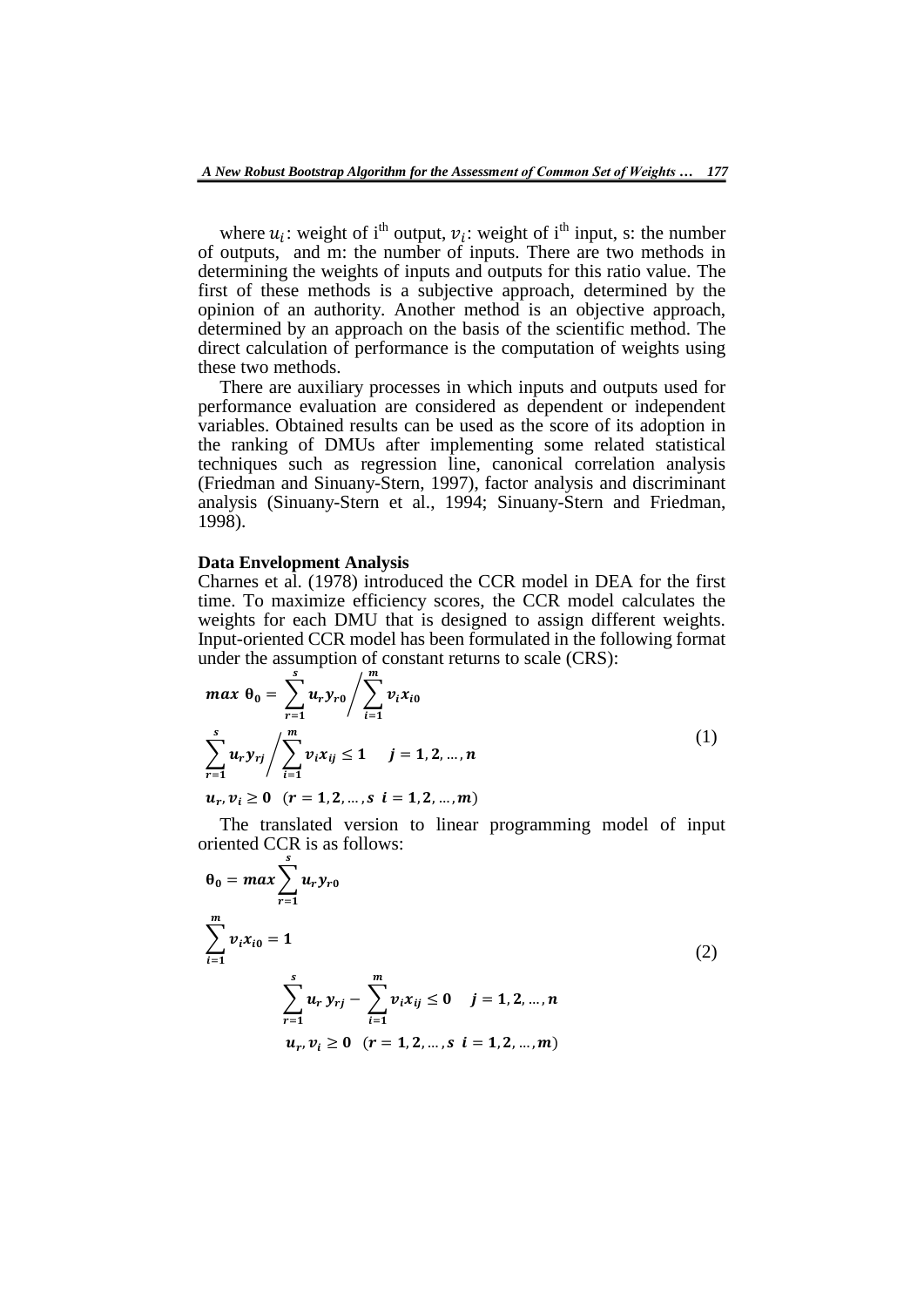where $u_i$: weight of i[th] output, $v_i$: weight of i[th] input, s: the number of outputs, and m: the number of inputs. There are two methods in determining the weights of inputs and outputs for this ratio value. The first of these methods is a subjective approach, determined by the opinion of an authority. Another method is an objective approach, determined by an approach on the basis of the scientific method. The direct calculation of performance is the computation of weights using these two methods.

There are auxiliary processes in which inputs and outputs used for performance evaluation are considered as dependent or independent variables. Obtained results can be used as the score of its adoption in the ranking of DMUs after implementing some related statistical techniques such as regression line, canonical correlation analysis (Friedman and Sinuany-Stern, 1997), factor analysis and discriminant analysis (Sinuany-Stern et al., 1994; Sinuany-Stern and Friedman, 1998).

**Data Envelopment Analysis**

Charnes et al. (1978) introduced the CCR model in DEA for the first time. To maximize efficiency scores, the CCR model calculates the weights for each DMU that is designed to assign different weights. Input-oriented CCR model has been formulated in the following format under the assumption of constant returns to scale (CRS):

$$
\begin{aligned}
& \max\ \theta_0 = \sum_{r=1}^{s} u_r y_{r0} \Big/ \sum_{i=1}^{m} v_i x_{i0} \\
& \sum_{r=1}^{s} u_r y_{rj} \Big/ \sum_{i=1}^{m} v_i x_{ij} \leq 1 \quad j = 1, 2, \dots, n \\
& u_r, v_i \geq 0 \quad (r = 1, 2, \dots, s \ \ i = 1, 2, \dots, m)
\end{aligned}
\tag{1}
$$

The translated version to linear programming model of input oriented CCR is as follows:

$$
\begin{aligned}
& \theta_0 = \max \sum_{r=1}^{s} u_r y_{r0} \\
& \sum_{i=1}^{m} v_i x_{i0} = 1 \\
& \sum_{r=1}^{s} u_r\, y_{rj} - \sum_{i=1}^{m} v_i x_{ij} \leq 0 \quad j = 1, 2, \dots, n \\
& u_r, v_i \geq 0 \quad (r = 1, 2, \dots, s \ \ i = 1, 2, \dots, m)
\end{aligned}
\tag{2}
$$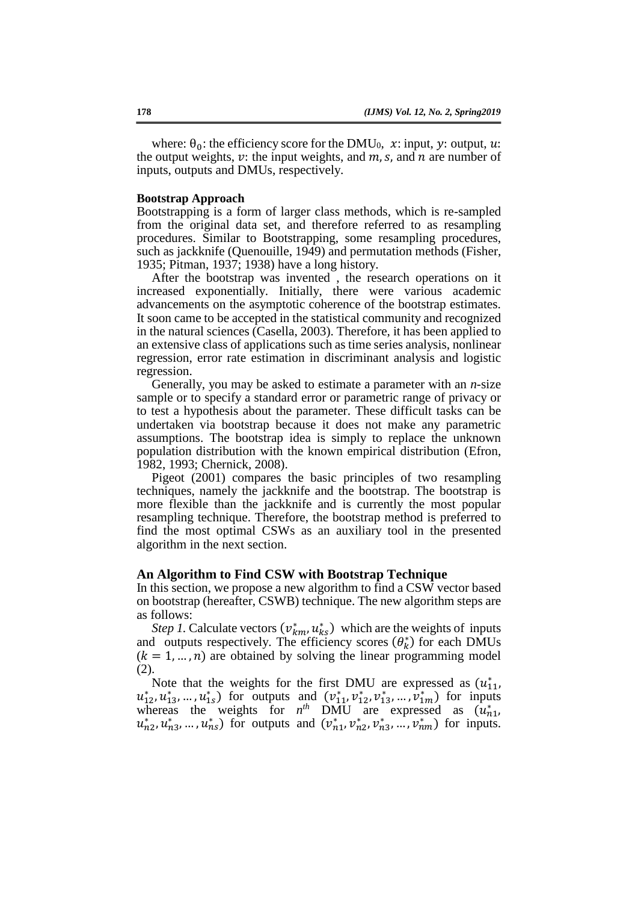where: $\theta_0$: the efficiency score for the DMU$_0$, $x$: input, $y$: output, $u$: the output weights, $v$: the input weights, and $m, s,$ and $n$ are number of inputs, outputs and DMUs, respectively.

**Bootstrap Approach**

Bootstrapping is a form of larger class methods, which is re-sampled from the original data set, and therefore referred to as resampling procedures. Similar to Bootstrapping, some resampling procedures, such as jackknife (Quenouille, 1949) and permutation methods (Fisher, 1935; Pitman, 1937; 1938) have a long history.

After the bootstrap was invented , the research operations on it increased exponentially. Initially, there were various academic advancements on the asymptotic coherence of the bootstrap estimates. It soon came to be accepted in the statistical community and recognized in the natural sciences (Casella, 2003). Therefore, it has been applied to an extensive class of applications such as time series analysis, nonlinear regression, error rate estimation in discriminant analysis and logistic regression.

Generally, you may be asked to estimate a parameter with an *n*-size sample or to specify a standard error or parametric range of privacy or to test a hypothesis about the parameter. These difficult tasks can be undertaken via bootstrap because it does not make any parametric assumptions. The bootstrap idea is simply to replace the unknown population distribution with the known empirical distribution (Efron, 1982, 1993; Chernick, 2008).

Pigeot (2001) compares the basic principles of two resampling techniques, namely the jackknife and the bootstrap. The bootstrap is more flexible than the jackknife and is currently the most popular resampling technique. Therefore, the bootstrap method is preferred to find the most optimal CSWs as an auxiliary tool in the presented algorithm in the next section.

**An Algorithm to Find CSW with Bootstrap Technique**

In this section, we propose a new algorithm to find a CSW vector based on bootstrap (hereafter, CSWB) technique. The new algorithm steps are as follows:

*Step 1.* Calculate vectors $(v_{km}^{*}, u_{ks}^{*})$ which are the weights of inputs and outputs respectively. The efficiency scores $(\theta_k^{*})$ for each DMUs $(k = 1, \ldots, n)$ are obtained by solving the linear programming model (2).

Note that the weights for the first DMU are expressed as $(u_{11}^{*}, u_{12}^{*}, u_{13}^{*}, \ldots, u_{1s}^{*})$ for outputs and $(v_{11}^{*}, v_{12}^{*}, v_{13}^{*}, \ldots, v_{1m}^{*})$ for inputs whereas the weights for *n*$^{th}$ DMU are expressed as $(u_{n1}^{*}, u_{n2}^{*}, u_{n3}^{*}, \ldots, u_{ns}^{*})$ for outputs and $(v_{n1}^{*}, v_{n2}^{*}, v_{n3}^{*}, \ldots, v_{nm}^{*})$ for inputs.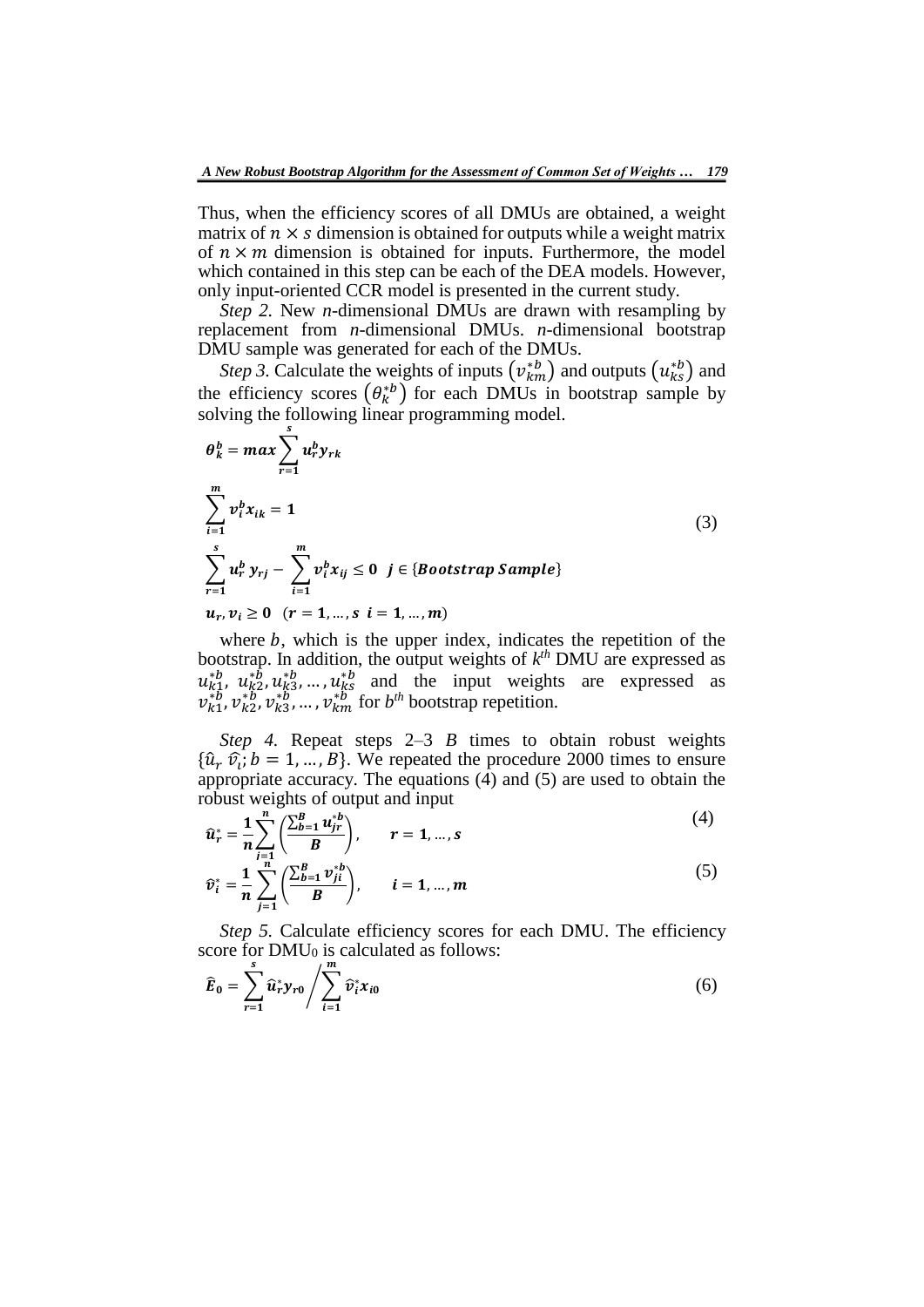Thus, when the efficiency scores of all DMUs are obtained, a weight matrix of $n \times s$ dimension is obtained for outputs while a weight matrix of $n \times m$ dimension is obtained for inputs. Furthermore, the model which contained in this step can be each of the DEA models. However, only input-oriented CCR model is presented in the current study.

*Step 2.* New *n*-dimensional DMUs are drawn with resampling by replacement from *n*-dimensional DMUs. *n*-dimensional bootstrap DMU sample was generated for each of the DMUs.

*Step 3.* Calculate the weights of inputs $\left(v_{km}^{*b}\right)$ and outputs $\left(u_{ks}^{*b}\right)$ and the efficiency scores $\left(\theta_k^{*b}\right)$ for each DMUs in bootstrap sample by solving the following linear programming model.

$$
\begin{aligned}
&\boldsymbol{\theta_k^b = max \sum_{r=1}^{s} u_r^b y_{rk}} \\
&\boldsymbol{\sum_{i=1}^{m} v_i^b x_{ik} = 1} \\
&\boldsymbol{\sum_{r=1}^{s} u_r^b\, y_{rj} - \sum_{i=1}^{m} v_i^b x_{ij} \leq 0 \quad j \in \{Bootstrap\ Sample\}} \\
&\boldsymbol{u_r, v_i \geq 0 \quad (r = 1, \dots, s \;\; i = 1, \dots, m)}
\end{aligned}
\tag{3}
$$

where $b$, which is the upper index, indicates the repetition of the bootstrap. In addition, the output weights of $k^{th}$ DMU are expressed as $u_{k1}^{*b},\ u_{k2}^{*b}, u_{k3}^{*b}, \dots, u_{ks}^{*b}$ and the input weights are expressed as $v_{k1}^{*b}, v_{k2}^{*b}, v_{k3}^{*b}, \dots, v_{km}^{*b}$ for $b^{th}$ bootstrap repetition.

*Step 4.* Repeat steps 2–3 $B$ times to obtain robust weights $\{\hat{u}_r\ \hat{v}_i; b = 1, \dots, B\}$. We repeated the procedure 2000 times to ensure appropriate accuracy. The equations (4) and (5) are used to obtain the robust weights of output and input

$$
\boldsymbol{\hat{u}_r^* = \frac{1}{n} \sum_{j=1}^{n} \left( \frac{\sum_{b=1}^{B} u_{jr}^{*b}}{B} \right), \qquad r = 1, \dots, s}
\tag{4}
$$

$$
\boldsymbol{\hat{v}_i^* = \frac{1}{n} \sum_{j=1}^{n} \left( \frac{\sum_{b=1}^{B} v_{ji}^{*b}}{B} \right), \qquad i = 1, \dots, m}
\tag{5}
$$

*Step 5.* Calculate efficiency scores for each DMU. The efficiency score for $DMU_0$ is calculated as follows:

$$
\boldsymbol{\hat{E}_0 = \sum_{r=1}^{s} \hat{u}_r^* y_{r0} \Bigg/ \sum_{i=1}^{m} \hat{v}_i^* x_{i0}}
\tag{6}
$$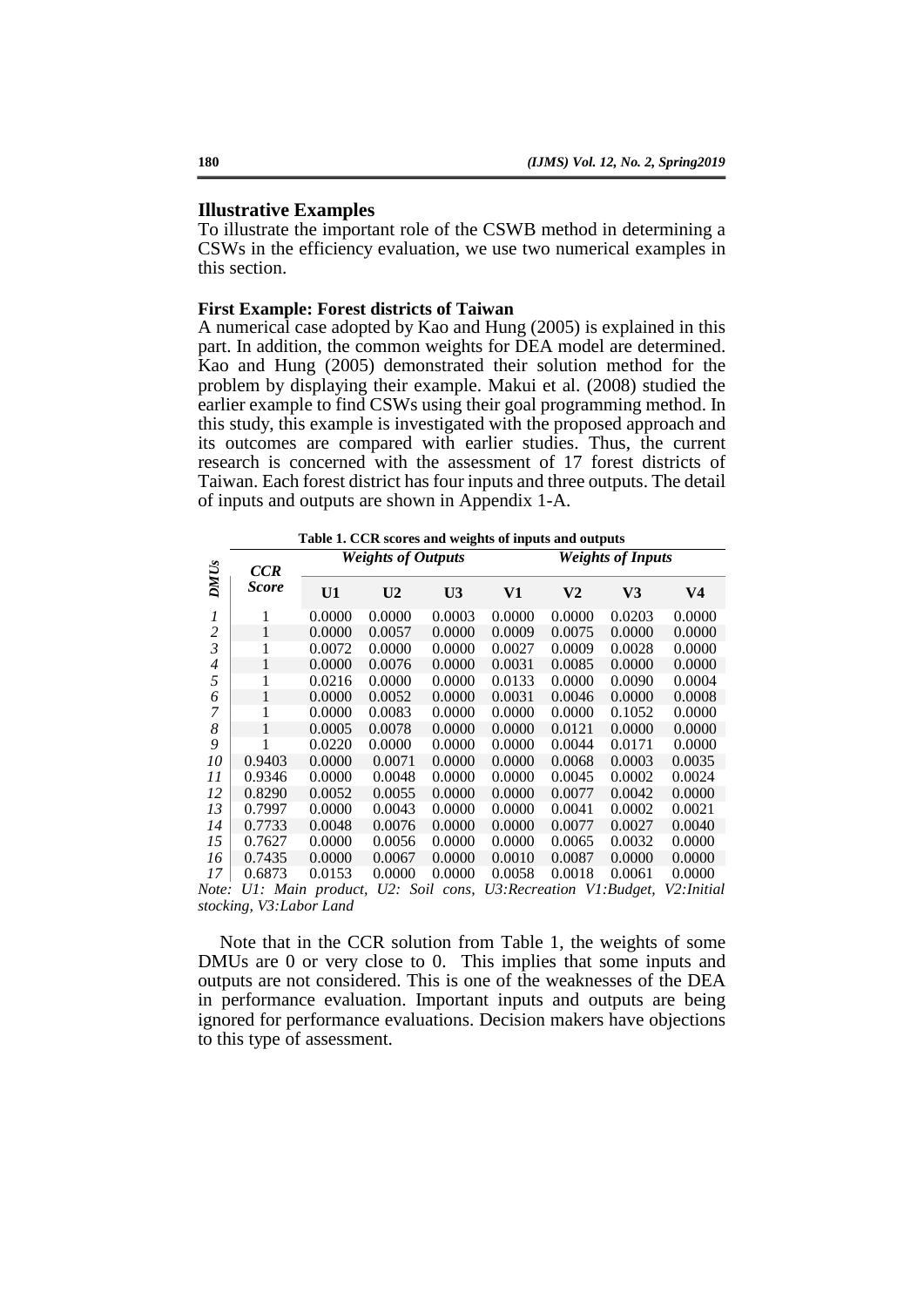## Illustrative Examples

To illustrate the important role of the CSWB method in determining a CSWs in the efficiency evaluation, we use two numerical examples in this section.

### First Example: Forest districts of Taiwan

A numerical case adopted by Kao and Hung (2005) is explained in this part. In addition, the common weights for DEA model are determined. Kao and Hung (2005) demonstrated their solution method for the problem by displaying their example. Makui et al. (2008) studied the earlier example to find CSWs using their goal programming method. In this study, this example is investigated with the proposed approach and its outcomes are compared with earlier studies. Thus, the current research is concerned with the assessment of 17 forest districts of Taiwan. Each forest district has four inputs and three outputs. The detail of inputs and outputs are shown in Appendix 1-A.

**Table 1. CCR scores and weights of inputs and outputs**

| *DMUs* | *CCR Score* | *Weights of Outputs* | | | *Weights of Inputs* | | | |
|---|---|---|---|---|---|---|---|---|
| | | **U1** | **U2** | **U3** | **V1** | **V2** | **V3** | **V4** |
| *1* | 1 | 0.0000 | 0.0000 | 0.0003 | 0.0000 | 0.0000 | 0.0203 | 0.0000 |
| *2* | 1 | 0.0000 | 0.0057 | 0.0000 | 0.0009 | 0.0075 | 0.0000 | 0.0000 |
| *3* | 1 | 0.0072 | 0.0000 | 0.0000 | 0.0027 | 0.0009 | 0.0028 | 0.0000 |
| *4* | 1 | 0.0000 | 0.0076 | 0.0000 | 0.0031 | 0.0085 | 0.0000 | 0.0000 |
| *5* | 1 | 0.0216 | 0.0000 | 0.0000 | 0.0133 | 0.0000 | 0.0090 | 0.0004 |
| *6* | 1 | 0.0000 | 0.0052 | 0.0000 | 0.0031 | 0.0046 | 0.0000 | 0.0008 |
| *7* | 1 | 0.0000 | 0.0083 | 0.0000 | 0.0000 | 0.0000 | 0.1052 | 0.0000 |
| *8* | 1 | 0.0005 | 0.0078 | 0.0000 | 0.0000 | 0.0121 | 0.0000 | 0.0000 |
| *9* | 1 | 0.0220 | 0.0000 | 0.0000 | 0.0000 | 0.0044 | 0.0171 | 0.0000 |
| *10* | 0.9403 | 0.0000 | 0.0071 | 0.0000 | 0.0000 | 0.0068 | 0.0003 | 0.0035 |
| *11* | 0.9346 | 0.0000 | 0.0048 | 0.0000 | 0.0000 | 0.0045 | 0.0002 | 0.0024 |
| *12* | 0.8290 | 0.0052 | 0.0055 | 0.0000 | 0.0000 | 0.0077 | 0.0042 | 0.0000 |
| *13* | 0.7997 | 0.0000 | 0.0043 | 0.0000 | 0.0000 | 0.0041 | 0.0002 | 0.0021 |
| *14* | 0.7733 | 0.0048 | 0.0076 | 0.0000 | 0.0000 | 0.0077 | 0.0027 | 0.0040 |
| *15* | 0.7627 | 0.0000 | 0.0056 | 0.0000 | 0.0000 | 0.0065 | 0.0032 | 0.0000 |
| *16* | 0.7435 | 0.0000 | 0.0067 | 0.0000 | 0.0010 | 0.0087 | 0.0000 | 0.0000 |
| *17* | 0.6873 | 0.0153 | 0.0000 | 0.0000 | 0.0058 | 0.0018 | 0.0061 | 0.0000 |

*Note: U1: Main product, U2: Soil cons, U3:Recreation V1:Budget, V2:Initial stocking, V3:Labor Land*

Note that in the CCR solution from Table 1, the weights of some DMUs are 0 or very close to 0. This implies that some inputs and outputs are not considered. This is one of the weaknesses of the DEA in performance evaluation. Important inputs and outputs are being ignored for performance evaluations. Decision makers have objections to this type of assessment.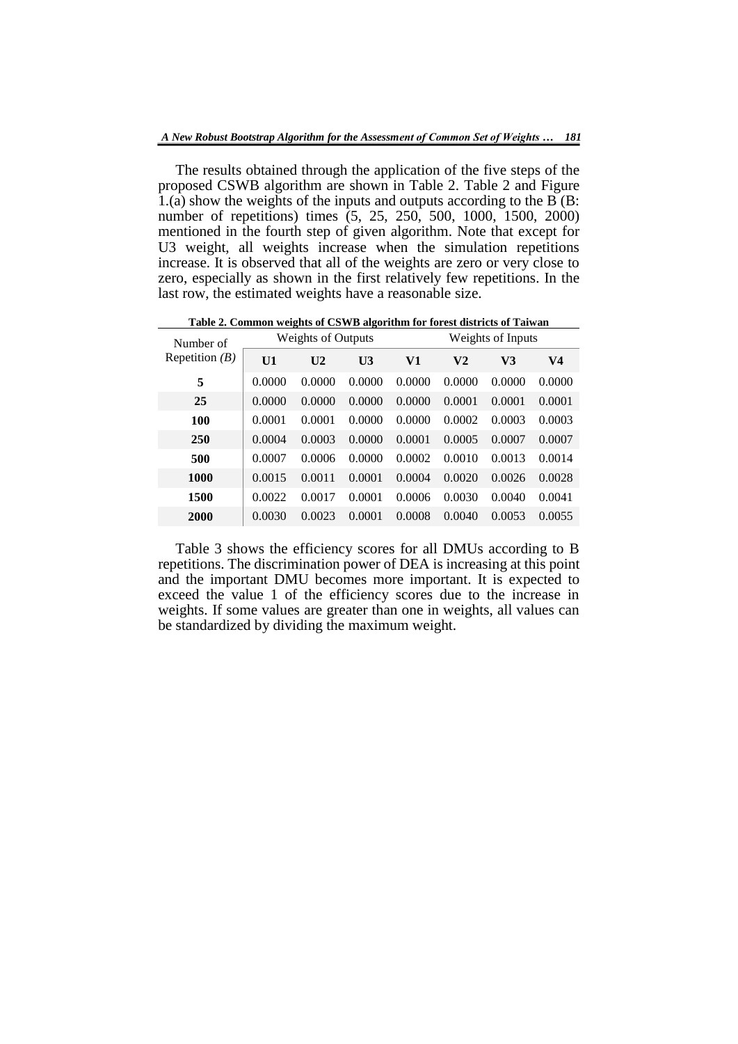The results obtained through the application of the five steps of the proposed CSWB algorithm are shown in Table 2. Table 2 and Figure 1.(a) show the weights of the inputs and outputs according to the B (B: number of repetitions) times (5, 25, 250, 500, 1000, 1500, 2000) mentioned in the fourth step of given algorithm. Note that except for U3 weight, all weights increase when the simulation repetitions increase. It is observed that all of the weights are zero or very close to zero, especially as shown in the first relatively few repetitions. In the last row, the estimated weights have a reasonable size.

**Table 2. Common weights of CSWB algorithm for forest districts of Taiwan**

| Number of Repetition *(B)* | Weights of Outputs | | | Weights of Inputs | | | |
|---|---|---|---|---|---|---|---|
| | **U1** | **U2** | **U3** | **V1** | **V2** | **V3** | **V4** |
| **5** | 0.0000 | 0.0000 | 0.0000 | 0.0000 | 0.0000 | 0.0000 | 0.0000 |
| **25** | 0.0000 | 0.0000 | 0.0000 | 0.0000 | 0.0001 | 0.0001 | 0.0001 |
| **100** | 0.0001 | 0.0001 | 0.0000 | 0.0000 | 0.0002 | 0.0003 | 0.0003 |
| **250** | 0.0004 | 0.0003 | 0.0000 | 0.0001 | 0.0005 | 0.0007 | 0.0007 |
| **500** | 0.0007 | 0.0006 | 0.0000 | 0.0002 | 0.0010 | 0.0013 | 0.0014 |
| **1000** | 0.0015 | 0.0011 | 0.0001 | 0.0004 | 0.0020 | 0.0026 | 0.0028 |
| **1500** | 0.0022 | 0.0017 | 0.0001 | 0.0006 | 0.0030 | 0.0040 | 0.0041 |
| **2000** | 0.0030 | 0.0023 | 0.0001 | 0.0008 | 0.0040 | 0.0053 | 0.0055 |

Table 3 shows the efficiency scores for all DMUs according to B repetitions. The discrimination power of DEA is increasing at this point and the important DMU becomes more important. It is expected to exceed the value 1 of the efficiency scores due to the increase in weights. If some values are greater than one in weights, all values can be standardized by dividing the maximum weight.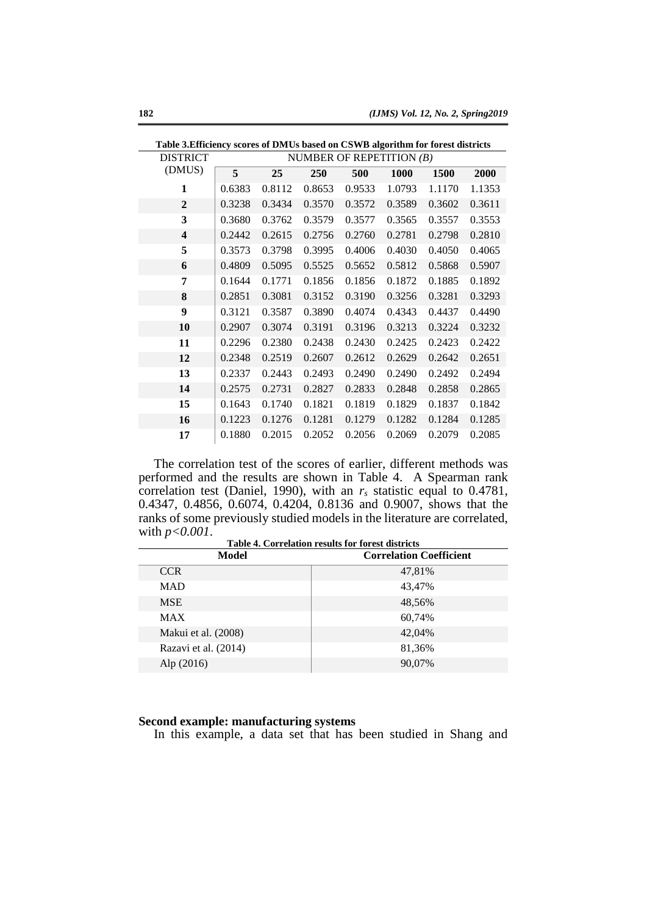**Table 3.Efficiency scores of DMUs based on CSWB algorithm for forest districts**

| DISTRICT (DMUS) | NUMBER OF REPETITION (*B*) | | | | | | |
|---|---|---|---|---|---|---|---|
| | **5** | **25** | **250** | **500** | **1000** | **1500** | **2000** |
| **1** | 0.6383 | 0.8112 | 0.8653 | 0.9533 | 1.0793 | 1.1170 | 1.1353 |
| **2** | 0.3238 | 0.3434 | 0.3570 | 0.3572 | 0.3589 | 0.3602 | 0.3611 |
| **3** | 0.3680 | 0.3762 | 0.3579 | 0.3577 | 0.3565 | 0.3557 | 0.3553 |
| **4** | 0.2442 | 0.2615 | 0.2756 | 0.2760 | 0.2781 | 0.2798 | 0.2810 |
| **5** | 0.3573 | 0.3798 | 0.3995 | 0.4006 | 0.4030 | 0.4050 | 0.4065 |
| **6** | 0.4809 | 0.5095 | 0.5525 | 0.5652 | 0.5812 | 0.5868 | 0.5907 |
| **7** | 0.1644 | 0.1771 | 0.1856 | 0.1856 | 0.1872 | 0.1885 | 0.1892 |
| **8** | 0.2851 | 0.3081 | 0.3152 | 0.3190 | 0.3256 | 0.3281 | 0.3293 |
| **9** | 0.3121 | 0.3587 | 0.3890 | 0.4074 | 0.4343 | 0.4437 | 0.4490 |
| **10** | 0.2907 | 0.3074 | 0.3191 | 0.3196 | 0.3213 | 0.3224 | 0.3232 |
| **11** | 0.2296 | 0.2380 | 0.2438 | 0.2430 | 0.2425 | 0.2423 | 0.2422 |
| **12** | 0.2348 | 0.2519 | 0.2607 | 0.2612 | 0.2629 | 0.2642 | 0.2651 |
| **13** | 0.2337 | 0.2443 | 0.2493 | 0.2490 | 0.2490 | 0.2492 | 0.2494 |
| **14** | 0.2575 | 0.2731 | 0.2827 | 0.2833 | 0.2848 | 0.2858 | 0.2865 |
| **15** | 0.1643 | 0.1740 | 0.1821 | 0.1819 | 0.1829 | 0.1837 | 0.1842 |
| **16** | 0.1223 | 0.1276 | 0.1281 | 0.1279 | 0.1282 | 0.1284 | 0.1285 |
| **17** | 0.1880 | 0.2015 | 0.2052 | 0.2056 | 0.2069 | 0.2079 | 0.2085 |

The correlation test of the scores of earlier, different methods was performed and the results are shown in Table 4. A Spearman rank correlation test (Daniel, 1990), with an $r_s$ statistic equal to 0.4781, 0.4347, 0.4856, 0.6074, 0.4204, 0.8136 and 0.9007, shows that the ranks of some previously studied models in the literature are correlated, with $p<0.001$.

**Table 4. Correlation results for forest districts**

| Model | Correlation Coefficient |
|---|---|
| CCR | 47,81% |
| MAD | 43,47% |
| MSE | 48,56% |
| MAX | 60,74% |
| Makui et al. (2008) | 42,04% |
| Razavi et al. (2014) | 81,36% |
| Alp (2016) | 90,07% |

**Second example: manufacturing systems**

In this example, a data set that has been studied in Shang and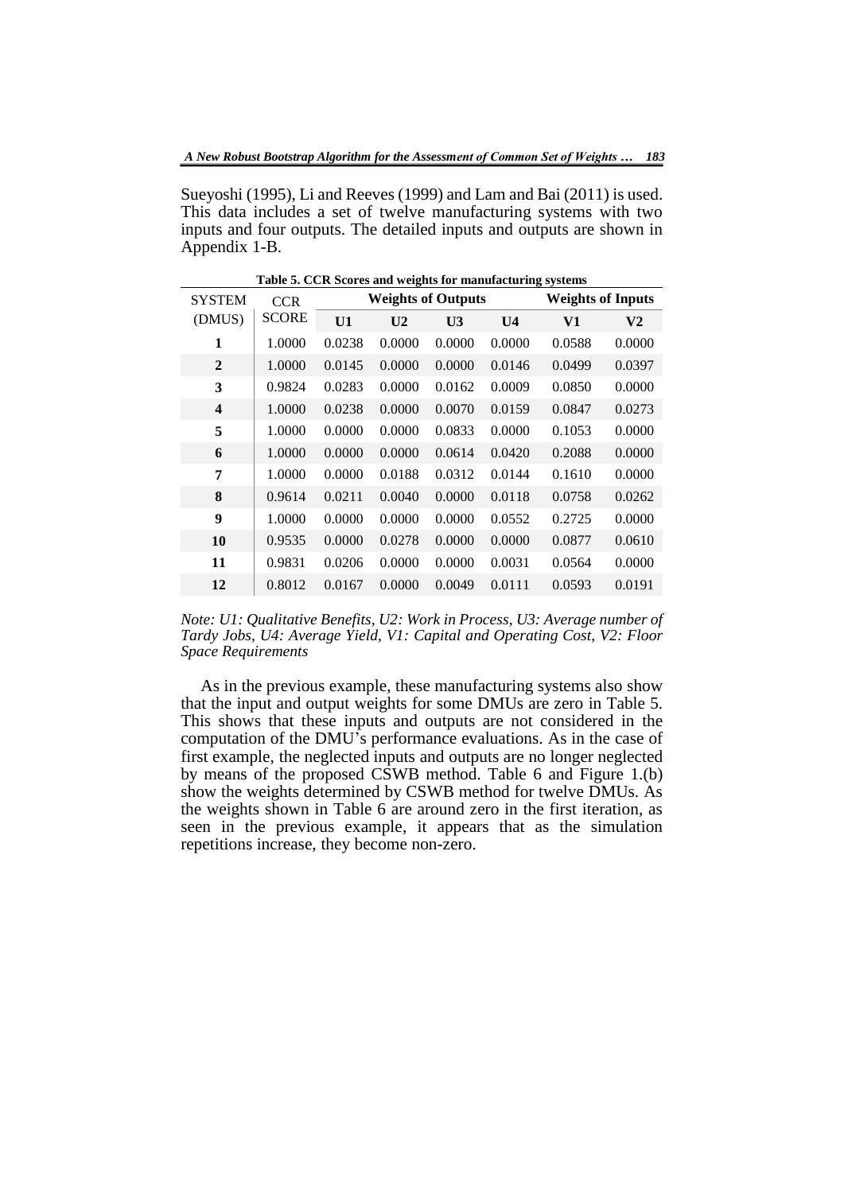Sueyoshi (1995), Li and Reeves (1999) and Lam and Bai (2011) is used. This data includes a set of twelve manufacturing systems with two inputs and four outputs. The detailed inputs and outputs are shown in Appendix 1-B.

**Table 5. CCR Scores and weights for manufacturing systems**

| SYSTEM | CCR | Weights of Outputs | | | | Weights of Inputs | |
|---|---|---|---|---|---|---|---|
| (DMUS) | SCORE | U1 | U2 | U3 | U4 | V1 | V2 |
| **1** | 1.0000 | 0.0238 | 0.0000 | 0.0000 | 0.0000 | 0.0588 | 0.0000 |
| **2** | 1.0000 | 0.0145 | 0.0000 | 0.0000 | 0.0146 | 0.0499 | 0.0397 |
| **3** | 0.9824 | 0.0283 | 0.0000 | 0.0162 | 0.0009 | 0.0850 | 0.0000 |
| **4** | 1.0000 | 0.0238 | 0.0000 | 0.0070 | 0.0159 | 0.0847 | 0.0273 |
| **5** | 1.0000 | 0.0000 | 0.0000 | 0.0833 | 0.0000 | 0.1053 | 0.0000 |
| **6** | 1.0000 | 0.0000 | 0.0000 | 0.0614 | 0.0420 | 0.2088 | 0.0000 |
| **7** | 1.0000 | 0.0000 | 0.0188 | 0.0312 | 0.0144 | 0.1610 | 0.0000 |
| **8** | 0.9614 | 0.0211 | 0.0040 | 0.0000 | 0.0118 | 0.0758 | 0.0262 |
| **9** | 1.0000 | 0.0000 | 0.0000 | 0.0000 | 0.0552 | 0.2725 | 0.0000 |
| **10** | 0.9535 | 0.0000 | 0.0278 | 0.0000 | 0.0000 | 0.0877 | 0.0610 |
| **11** | 0.9831 | 0.0206 | 0.0000 | 0.0000 | 0.0031 | 0.0564 | 0.0000 |
| **12** | 0.8012 | 0.0167 | 0.0000 | 0.0049 | 0.0111 | 0.0593 | 0.0191 |

*Note: U1: Qualitative Benefits, U2: Work in Process, U3: Average number of Tardy Jobs, U4: Average Yield, V1: Capital and Operating Cost, V2: Floor Space Requirements*

As in the previous example, these manufacturing systems also show that the input and output weights for some DMUs are zero in Table 5. This shows that these inputs and outputs are not considered in the computation of the DMU's performance evaluations. As in the case of first example, the neglected inputs and outputs are no longer neglected by means of the proposed CSWB method. Table 6 and Figure 1.(b) show the weights determined by CSWB method for twelve DMUs. As the weights shown in Table 6 are around zero in the first iteration, as seen in the previous example, it appears that as the simulation repetitions increase, they become non-zero.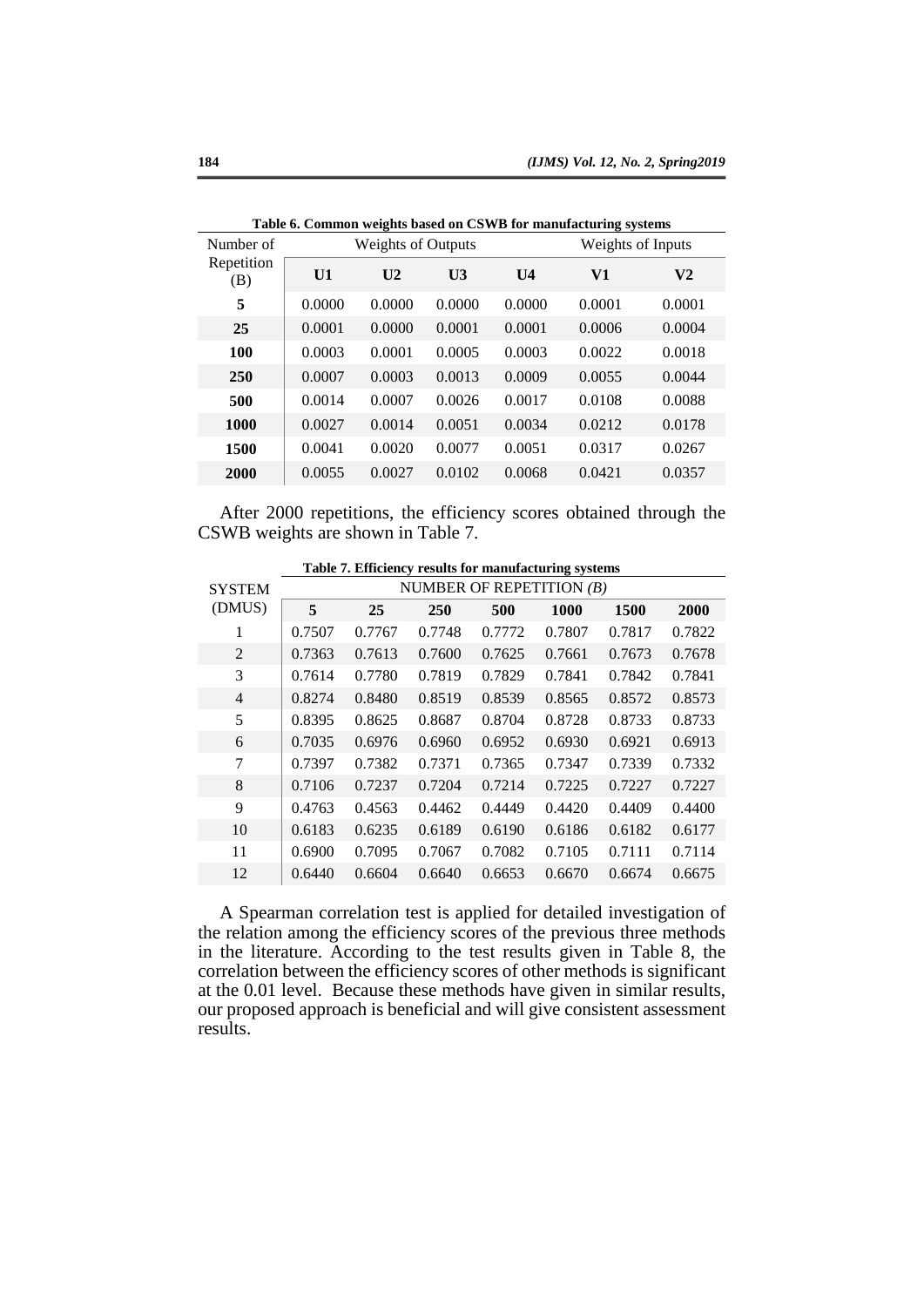**Table 6. Common weights based on CSWB for manufacturing systems**

| Number of Repetition (B) | Weights of Outputs | | | | Weights of Inputs | |
|---|---|---|---|---|---|---|
| | **U1** | **U2** | **U3** | **U4** | **V1** | **V2** |
| **5** | 0.0000 | 0.0000 | 0.0000 | 0.0000 | 0.0001 | 0.0001 |
| **25** | 0.0001 | 0.0000 | 0.0001 | 0.0001 | 0.0006 | 0.0004 |
| **100** | 0.0003 | 0.0001 | 0.0005 | 0.0003 | 0.0022 | 0.0018 |
| **250** | 0.0007 | 0.0003 | 0.0013 | 0.0009 | 0.0055 | 0.0044 |
| **500** | 0.0014 | 0.0007 | 0.0026 | 0.0017 | 0.0108 | 0.0088 |
| **1000** | 0.0027 | 0.0014 | 0.0051 | 0.0034 | 0.0212 | 0.0178 |
| **1500** | 0.0041 | 0.0020 | 0.0077 | 0.0051 | 0.0317 | 0.0267 |
| **2000** | 0.0055 | 0.0027 | 0.0102 | 0.0068 | 0.0421 | 0.0357 |

After 2000 repetitions, the efficiency scores obtained through the CSWB weights are shown in Table 7.

**Table 7. Efficiency results for manufacturing systems**

| SYSTEM (DMUS) | NUMBER OF REPETITION *(B)* | | | | | | |
|---|---|---|---|---|---|---|---|
| | **5** | **25** | **250** | **500** | **1000** | **1500** | **2000** |
| 1 | 0.7507 | 0.7767 | 0.7748 | 0.7772 | 0.7807 | 0.7817 | 0.7822 |
| 2 | 0.7363 | 0.7613 | 0.7600 | 0.7625 | 0.7661 | 0.7673 | 0.7678 |
| 3 | 0.7614 | 0.7780 | 0.7819 | 0.7829 | 0.7841 | 0.7842 | 0.7841 |
| 4 | 0.8274 | 0.8480 | 0.8519 | 0.8539 | 0.8565 | 0.8572 | 0.8573 |
| 5 | 0.8395 | 0.8625 | 0.8687 | 0.8704 | 0.8728 | 0.8733 | 0.8733 |
| 6 | 0.7035 | 0.6976 | 0.6960 | 0.6952 | 0.6930 | 0.6921 | 0.6913 |
| 7 | 0.7397 | 0.7382 | 0.7371 | 0.7365 | 0.7347 | 0.7339 | 0.7332 |
| 8 | 0.7106 | 0.7237 | 0.7204 | 0.7214 | 0.7225 | 0.7227 | 0.7227 |
| 9 | 0.4763 | 0.4563 | 0.4462 | 0.4449 | 0.4420 | 0.4409 | 0.4400 |
| 10 | 0.6183 | 0.6235 | 0.6189 | 0.6190 | 0.6186 | 0.6182 | 0.6177 |
| 11 | 0.6900 | 0.7095 | 0.7067 | 0.7082 | 0.7105 | 0.7111 | 0.7114 |
| 12 | 0.6440 | 0.6604 | 0.6640 | 0.6653 | 0.6670 | 0.6674 | 0.6675 |

A Spearman correlation test is applied for detailed investigation of the relation among the efficiency scores of the previous three methods in the literature. According to the test results given in Table 8, the correlation between the efficiency scores of other methods is significant at the 0.01 level. Because these methods have given in similar results, our proposed approach is beneficial and will give consistent assessment results.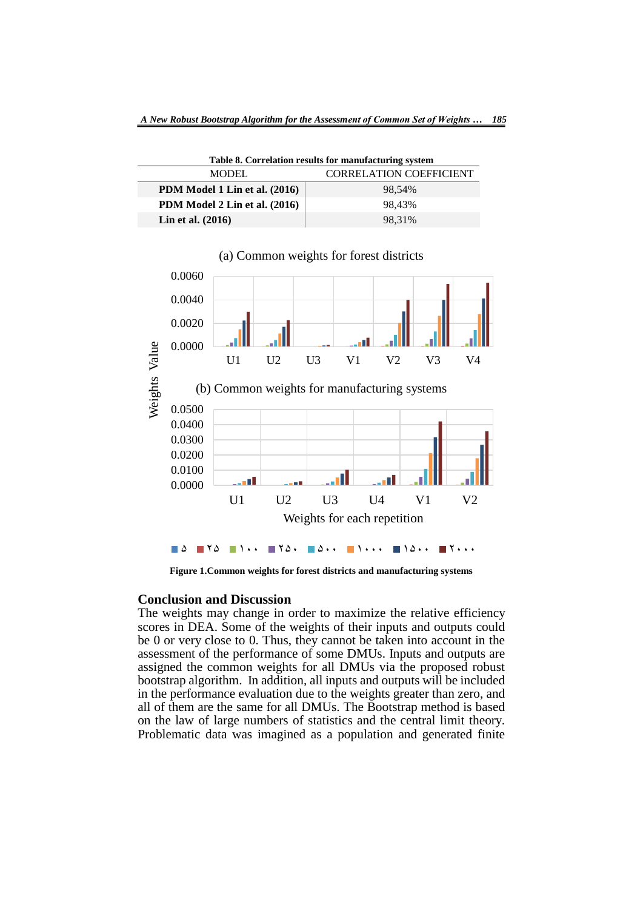Table 8. Correlation results for manufacturing system

| MODEL | CORRELATION COEFFICIENT |
|---|---|
| **PDM Model 1 Lin et al. (2016)** | 98,54% |
| **PDM Model 2 Lin et al. (2016)** | 98,43% |
| **Lin et al. (2016)** | 98,31% |

**Figure 1.Common weights for forest districts and manufacturing systems**

## Conclusion and Discussion

The weights may change in order to maximize the relative efficiency scores in DEA. Some of the weights of their inputs and outputs could be 0 or very close to 0. Thus, they cannot be taken into account in the assessment of the performance of some DMUs. Inputs and outputs are assigned the common weights for all DMUs via the proposed robust bootstrap algorithm. In addition, all inputs and outputs will be included in the performance evaluation due to the weights greater than zero, and all of them are the same for all DMUs. The Bootstrap method is based on the law of large numbers of statistics and the central limit theory. Problematic data was imagined as a population and generated finite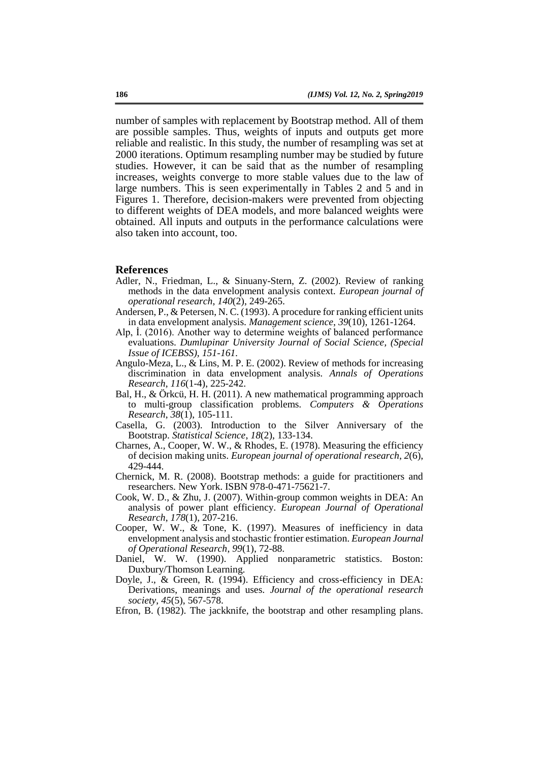number of samples with replacement by Bootstrap method. All of them are possible samples. Thus, weights of inputs and outputs get more reliable and realistic. In this study, the number of resampling was set at 2000 iterations. Optimum resampling number may be studied by future studies. However, it can be said that as the number of resampling increases, weights converge to more stable values due to the law of large numbers. This is seen experimentally in Tables 2 and 5 and in Figures 1. Therefore, decision-makers were prevented from objecting to different weights of DEA models, and more balanced weights were obtained. All inputs and outputs in the performance calculations were also taken into account, too.

## References

Adler, N., Friedman, L., & Sinuany-Stern, Z. (2002). Review of ranking methods in the data envelopment analysis context. *European journal of operational research*, *140*(2), 249-265.

Andersen, P., & Petersen, N. C. (1993). A procedure for ranking efficient units in data envelopment analysis. *Management science*, *39*(10), 1261-1264.

Alp, İ. (2016). Another way to determine weights of balanced performance evaluations. *Dumlupinar University Journal of Social Science, (Special Issue of ICEBSS), 151-161.*

Angulo-Meza, L., & Lins, M. P. E. (2002). Review of methods for increasing discrimination in data envelopment analysis. *Annals of Operations Research*, *116*(1-4), 225-242.

Bal, H., & Örkcü, H. H. (2011). A new mathematical programming approach to multi-group classification problems. *Computers & Operations Research*, *38*(1), 105-111.

Casella, G. (2003). Introduction to the Silver Anniversary of the Bootstrap. *Statistical Science*, *18*(2), 133-134.

Charnes, A., Cooper, W. W., & Rhodes, E. (1978). Measuring the efficiency of decision making units. *European journal of operational research*, *2*(6), 429-444.

Chernick, M. R. (2008). Bootstrap methods: a guide for practitioners and researchers. New York. ISBN 978-0-471-75621-7.

Cook, W. D., & Zhu, J. (2007). Within-group common weights in DEA: An analysis of power plant efficiency. *European Journal of Operational Research*, *178*(1), 207-216.

Cooper, W. W., & Tone, K. (1997). Measures of inefficiency in data envelopment analysis and stochastic frontier estimation. *European Journal of Operational Research*, *99*(1), 72-88.

Daniel, W. W. (1990). Applied nonparametric statistics. Boston: Duxbury/Thomson Learning.

Doyle, J., & Green, R. (1994). Efficiency and cross-efficiency in DEA: Derivations, meanings and uses. *Journal of the operational research society*, *45*(5), 567-578.

Efron, B. (1982). The jackknife, the bootstrap and other resampling plans.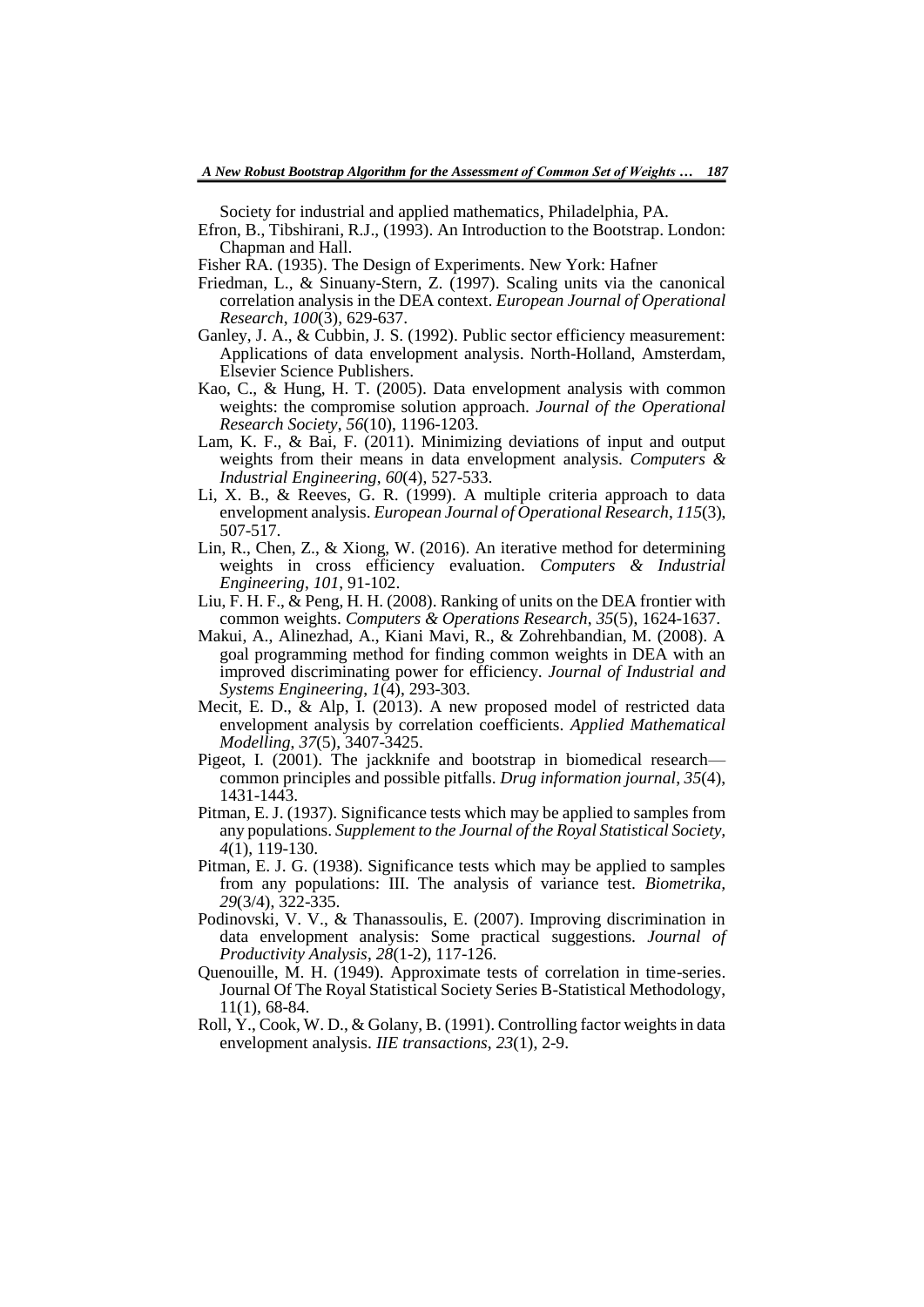Society for industrial and applied mathematics, Philadelphia, PA.

Efron, B., Tibshirani, R.J., (1993). An Introduction to the Bootstrap. London: Chapman and Hall.

Fisher RA. (1935). The Design of Experiments. New York: Hafner

Friedman, L., & Sinuany-Stern, Z. (1997). Scaling units via the canonical correlation analysis in the DEA context. *European Journal of Operational Research*, *100*(3), 629-637.

Ganley, J. A., & Cubbin, J. S. (1992). Public sector efficiency measurement: Applications of data envelopment analysis. North-Holland, Amsterdam, Elsevier Science Publishers.

Kao, C., & Hung, H. T. (2005). Data envelopment analysis with common weights: the compromise solution approach. *Journal of the Operational Research Society*, *56*(10), 1196-1203.

Lam, K. F., & Bai, F. (2011). Minimizing deviations of input and output weights from their means in data envelopment analysis. *Computers & Industrial Engineering*, *60*(4), 527-533.

Li, X. B., & Reeves, G. R. (1999). A multiple criteria approach to data envelopment analysis. *European Journal of Operational Research*, *115*(3), 507-517.

Lin, R., Chen, Z., & Xiong, W. (2016). An iterative method for determining weights in cross efficiency evaluation. *Computers & Industrial Engineering*, *101*, 91-102.

Liu, F. H. F., & Peng, H. H. (2008). Ranking of units on the DEA frontier with common weights. *Computers & Operations Research*, *35*(5), 1624-1637.

Makui, A., Alinezhad, A., Kiani Mavi, R., & Zohrehbandian, M. (2008). A goal programming method for finding common weights in DEA with an improved discriminating power for efficiency. *Journal of Industrial and Systems Engineering*, *1*(4), 293-303.

Mecit, E. D., & Alp, I. (2013). A new proposed model of restricted data envelopment analysis by correlation coefficients. *Applied Mathematical Modelling*, *37*(5), 3407-3425.

Pigeot, I. (2001). The jackknife and bootstrap in biomedical research—common principles and possible pitfalls. *Drug information journal*, *35*(4), 1431-1443.

Pitman, E. J. (1937). Significance tests which may be applied to samples from any populations. *Supplement to the Journal of the Royal Statistical Society*, *4*(1), 119-130.

Pitman, E. J. G. (1938). Significance tests which may be applied to samples from any populations: III. The analysis of variance test. *Biometrika*, *29*(3/4), 322-335.

Podinovski, V. V., & Thanassoulis, E. (2007). Improving discrimination in data envelopment analysis: Some practical suggestions. *Journal of Productivity Analysis*, *28*(1-2), 117-126.

Quenouille, M. H. (1949). Approximate tests of correlation in time-series. Journal Of The Royal Statistical Society Series B-Statistical Methodology, 11(1), 68-84.

Roll, Y., Cook, W. D., & Golany, B. (1991). Controlling factor weights in data envelopment analysis. *IIE transactions*, *23*(1), 2-9.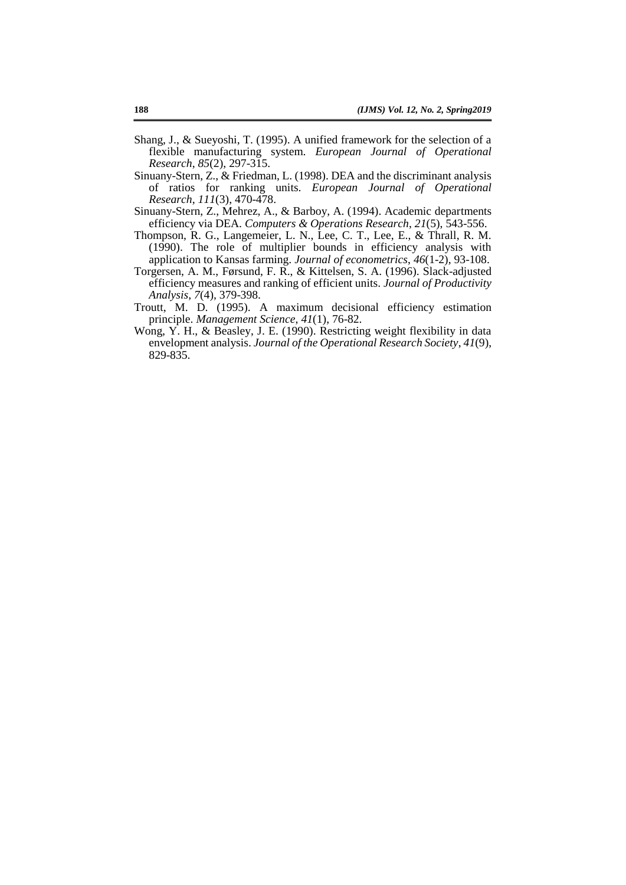Shang, J., & Sueyoshi, T. (1995). A unified framework for the selection of a flexible manufacturing system. *European Journal of Operational Research*, *85*(2), 297-315.

Sinuany-Stern, Z., & Friedman, L. (1998). DEA and the discriminant analysis of ratios for ranking units. *European Journal of Operational Research*, *111*(3), 470-478.

Sinuany-Stern, Z., Mehrez, A., & Barboy, A. (1994). Academic departments efficiency via DEA. *Computers & Operations Research*, *21*(5), 543-556.

Thompson, R. G., Langemeier, L. N., Lee, C. T., Lee, E., & Thrall, R. M. (1990). The role of multiplier bounds in efficiency analysis with application to Kansas farming. *Journal of econometrics*, *46*(1-2), 93-108.

Torgersen, A. M., Førsund, F. R., & Kittelsen, S. A. (1996). Slack-adjusted efficiency measures and ranking of efficient units. *Journal of Productivity Analysis*, *7*(4), 379-398.

Troutt, M. D. (1995). A maximum decisional efficiency estimation principle. *Management Science*, *41*(1), 76-82.

Wong, Y. H., & Beasley, J. E. (1990). Restricting weight flexibility in data envelopment analysis. *Journal of the Operational Research Society*, *41*(9), 829-835.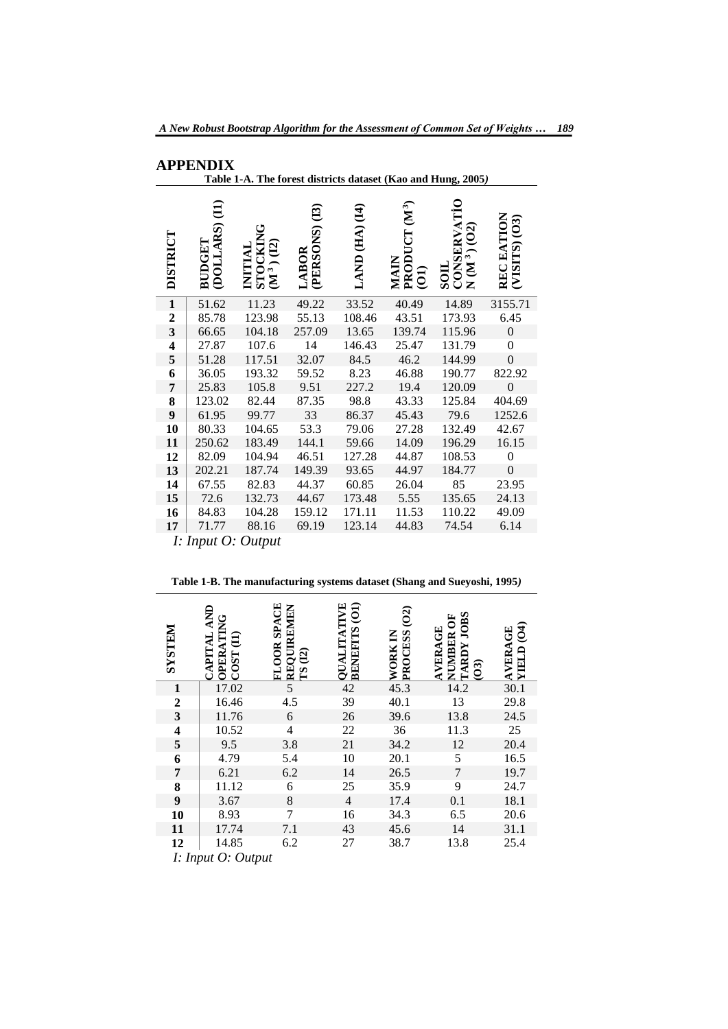## APPENDIX

**Table 1-A. The forest districts dataset (Kao and Hung, 2005)**

| DISTRICT | BUDGET (DOLLARS) (I1) | INITIAL STOCKING ($M^3$) (I2) | LABOR (PERSONS) (I3) | LAND (HA) (I4) | MAIN PRODUCT ($M^3$) (O1) | SOIL CONSERVATİON ($M^3$) (O2) | RECREATION (VISITS) (O3) |
|---|---|---|---|---|---|---|---|
| 1 | 51.62 | 11.23 | 49.22 | 33.52 | 40.49 | 14.89 | 3155.71 |
| 2 | 85.78 | 123.98 | 55.13 | 108.46 | 43.51 | 173.93 | 6.45 |
| 3 | 66.65 | 104.18 | 257.09 | 13.65 | 139.74 | 115.96 | 0 |
| 4 | 27.87 | 107.6 | 14 | 146.43 | 25.47 | 131.79 | 0 |
| 5 | 51.28 | 117.51 | 32.07 | 84.5 | 46.2 | 144.99 | 0 |
| 6 | 36.05 | 193.32 | 59.52 | 8.23 | 46.88 | 190.77 | 822.92 |
| 7 | 25.83 | 105.8 | 9.51 | 227.2 | 19.4 | 120.09 | 0 |
| 8 | 123.02 | 82.44 | 87.35 | 98.8 | 43.33 | 125.84 | 404.69 |
| 9 | 61.95 | 99.77 | 33 | 86.37 | 45.43 | 79.6 | 1252.6 |
| 10 | 80.33 | 104.65 | 53.3 | 79.06 | 27.28 | 132.49 | 42.67 |
| 11 | 250.62 | 183.49 | 144.1 | 59.66 | 14.09 | 196.29 | 16.15 |
| 12 | 82.09 | 104.94 | 46.51 | 127.28 | 44.87 | 108.53 | 0 |
| 13 | 202.21 | 187.74 | 149.39 | 93.65 | 44.97 | 184.77 | 0 |
| 14 | 67.55 | 82.83 | 44.37 | 60.85 | 26.04 | 85 | 23.95 |
| 15 | 72.6 | 132.73 | 44.67 | 173.48 | 5.55 | 135.65 | 24.13 |
| 16 | 84.83 | 104.28 | 159.12 | 171.11 | 11.53 | 110.22 | 49.09 |
| 17 | 71.77 | 88.16 | 69.19 | 123.14 | 44.83 | 74.54 | 6.14 |

*I: Input O: Output*

**Table 1-B. The manufacturing systems dataset (Shang and Sueyoshi, 1995)**

| SYSTEM | CAPITAL AND OPERATING COST (I1) | FLOOR SPACE REQUIREMENTS (I2) | QUALITATIVE BENEFITS (O1) | WORK IN PROCESS (O2) | AVERAGE NUMBER OF TARDY JOBS (O3) | AVERAGE YIELD (O4) |
|---|---|---|---|---|---|---|
| 1 | 17.02 | 5 | 42 | 45.3 | 14.2 | 30.1 |
| 2 | 16.46 | 4.5 | 39 | 40.1 | 13 | 29.8 |
| 3 | 11.76 | 6 | 26 | 39.6 | 13.8 | 24.5 |
| 4 | 10.52 | 4 | 22 | 36 | 11.3 | 25 |
| 5 | 9.5 | 3.8 | 21 | 34.2 | 12 | 20.4 |
| 6 | 4.79 | 5.4 | 10 | 20.1 | 5 | 16.5 |
| 7 | 6.21 | 6.2 | 14 | 26.5 | 7 | 19.7 |
| 8 | 11.12 | 6 | 25 | 35.9 | 9 | 24.7 |
| 9 | 3.67 | 8 | 4 | 17.4 | 0.1 | 18.1 |
| 10 | 8.93 | 7 | 16 | 34.3 | 6.5 | 20.6 |
| 11 | 17.74 | 7.1 | 43 | 45.6 | 14 | 31.1 |
| 12 | 14.85 | 6.2 | 27 | 38.7 | 13.8 | 25.4 |

*I: Input O: Output*